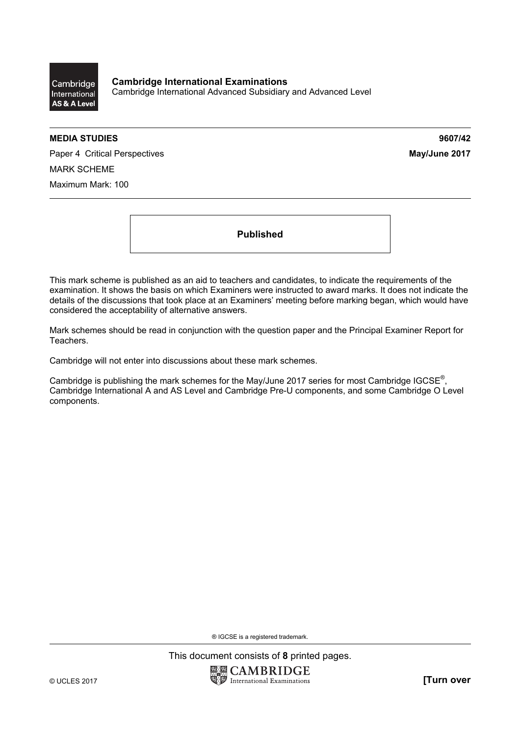**Cambridge International Examinations**
Cambridge International Advanced Subsidiary and Advanced Level

**MEDIA STUDIES** **9607/42**

Paper 4 Critical Perspectives **May/June 2017**

MARK SCHEME

Maximum Mark: 100

**Published**

This mark scheme is published as an aid to teachers and candidates, to indicate the requirements of the examination. It shows the basis on which Examiners were instructed to award marks. It does not indicate the details of the discussions that took place at an Examiners' meeting before marking began, which would have considered the acceptability of alternative answers.

Mark schemes should be read in conjunction with the question paper and the Principal Examiner Report for Teachers.

Cambridge will not enter into discussions about these mark schemes.

Cambridge is publishing the mark schemes for the May/June 2017 series for most Cambridge IGCSE®, Cambridge International A and AS Level and Cambridge Pre-U components, and some Cambridge O Level components.

® IGCSE is a registered trademark.

This document consists of **8** printed pages.

© UCLES 2017 **[Turn over**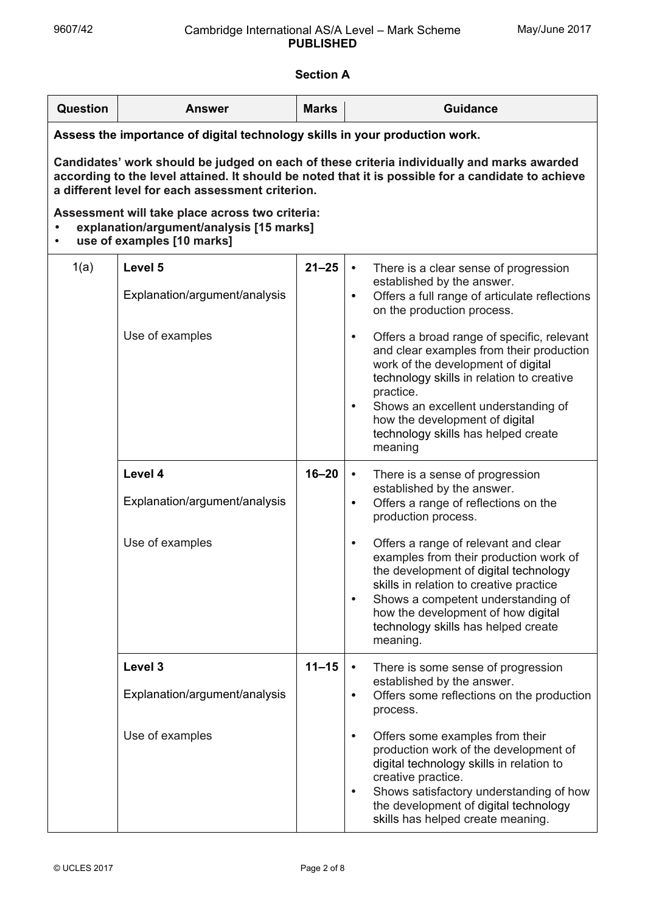## Section A

| Question | Answer | Marks | Guidance |
|---|---|---|---|
| **Assess the importance of digital technology skills in your production work.**<br><br>**Candidates' work should be judged on each of these criteria individually and marks awarded according to the level attained. It should be noted that it is possible for a candidate to achieve a different level for each assessment criterion.**<br><br>**Assessment will take place across two criteria:**<br>• **explanation/argument/analysis [15 marks]**<br>• **use of examples [10 marks]** | | | |
| 1(a) | **Level 5**<br><br>Explanation/argument/analysis<br><br>Use of examples | 21–25 | • There is a clear sense of progression established by the answer.<br>• Offers a full range of articulate reflections on the production process.<br><br>• Offers a broad range of specific, relevant and clear examples from their production work of the development of digital technology skills in relation to creative practice.<br>• Shows an excellent understanding of how the development of digital technology skills has helped create meaning |
| | **Level 4**<br><br>Explanation/argument/analysis<br><br>Use of examples | 16–20 | • There is a sense of progression established by the answer.<br>• Offers a range of reflections on the production process.<br><br>• Offers a range of relevant and clear examples from their production work of the development of digital technology skills in relation to creative practice<br>• Shows a competent understanding of how the development of how digital technology skills has helped create meaning. |
| | **Level 3**<br><br>Explanation/argument/analysis<br><br>Use of examples | 11–15 | • There is some sense of progression established by the answer.<br>• Offers some reflections on the production process.<br><br>• Offers some examples from their production work of the development of digital technology skills in relation to creative practice.<br>• Shows satisfactory understanding of how the development of digital technology skills has helped create meaning. |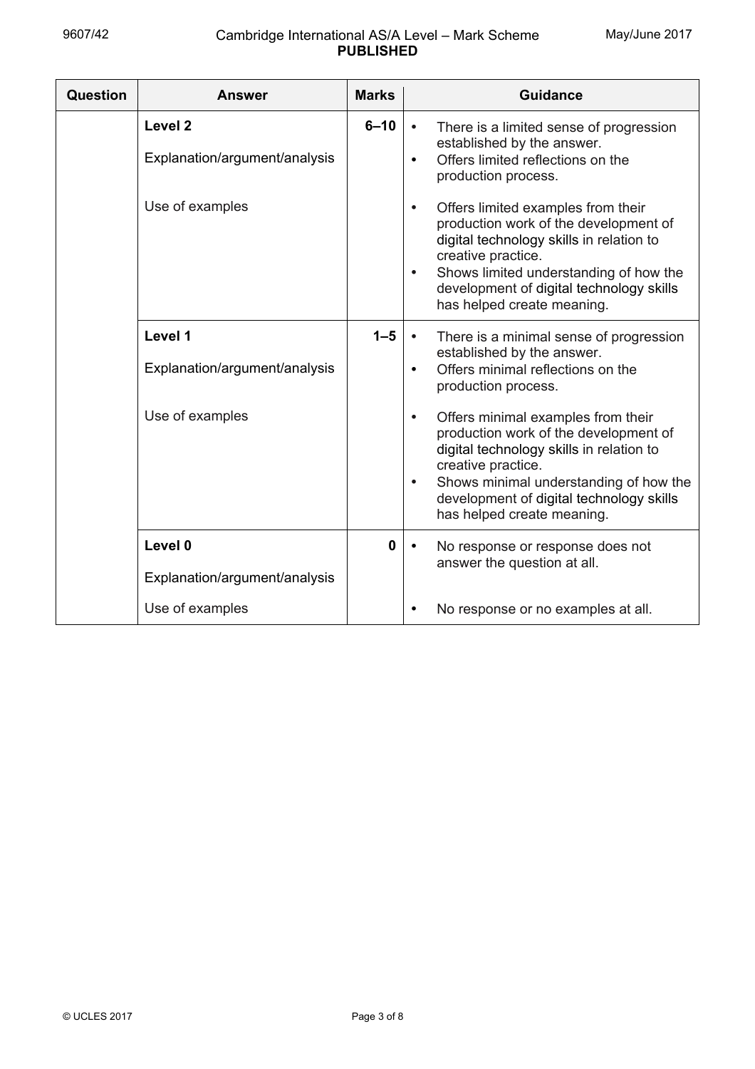| Question | Answer | Marks | Guidance |
|---|---|---|---|
| | **Level 2**<br><br>Explanation/argument/analysis<br><br>Use of examples | 6–10 | • There is a limited sense of progression established by the answer.<br>• Offers limited reflections on the production process.<br><br>• Offers limited examples from their production work of the development of digital technology skills in relation to creative practice.<br>• Shows limited understanding of how the development of digital technology skills has helped create meaning. |
| | **Level 1**<br><br>Explanation/argument/analysis<br><br>Use of examples | 1–5 | • There is a minimal sense of progression established by the answer.<br>• Offers minimal reflections on the production process.<br><br>• Offers minimal examples from their production work of the development of digital technology skills in relation to creative practice.<br>• Shows minimal understanding of how the development of digital technology skills has helped create meaning. |
| | **Level 0**<br><br>Explanation/argument/analysis<br><br>Use of examples | 0 | • No response or response does not answer the question at all.<br><br>• No response or no examples at all. |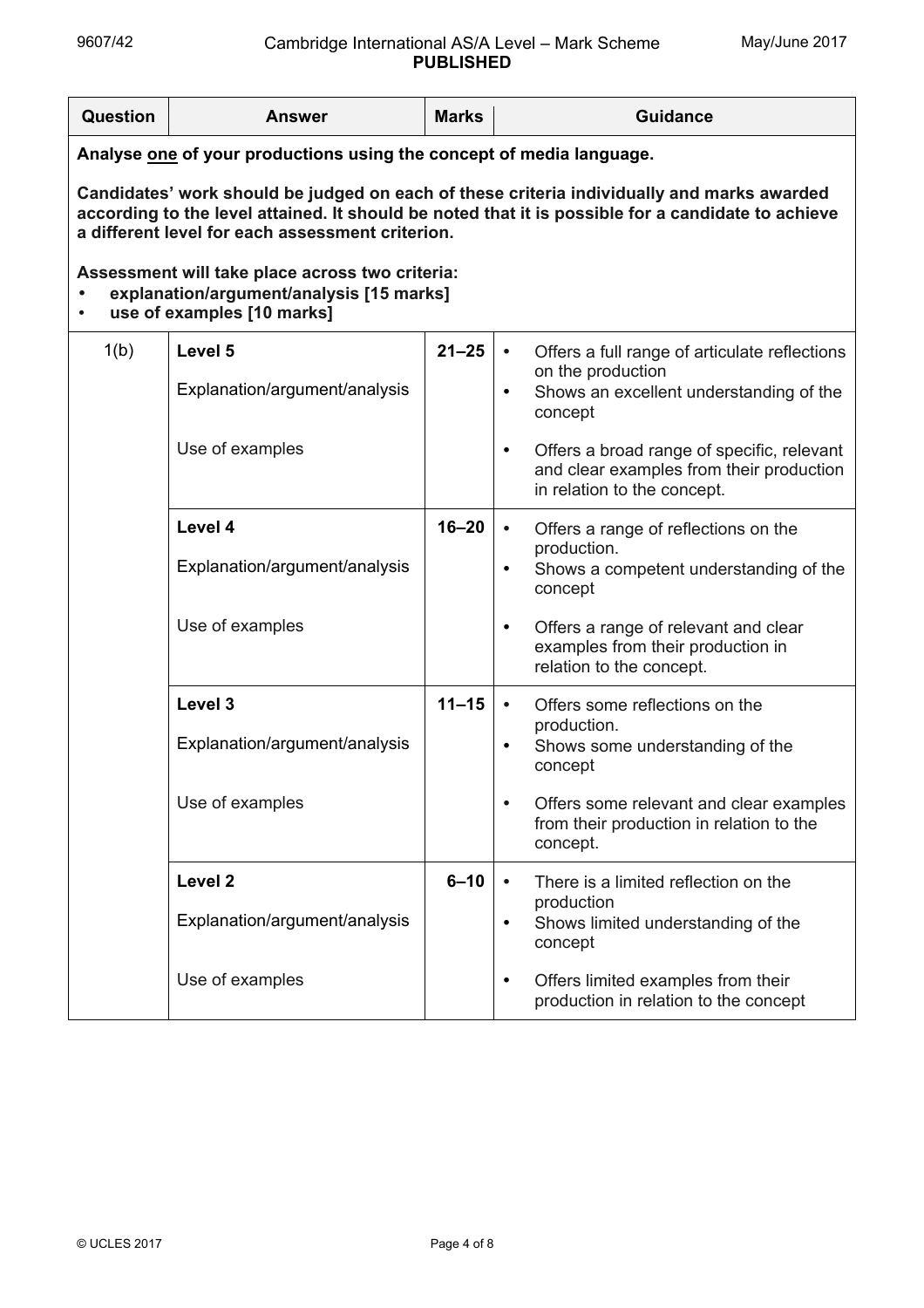| Question | Answer | Marks | Guidance |
|---|---|---|---|
| **Analyse one of your productions using the concept of media language.**<br><br>**Candidates' work should be judged on each of these criteria individually and marks awarded according to the level attained. It should be noted that it is possible for a candidate to achieve a different level for each assessment criterion.**<br><br>**Assessment will take place across two criteria:**<br>• **explanation/argument/analysis [15 marks]**<br>• **use of examples [10 marks]** | | | |
| 1(b) | **Level 5**<br><br>Explanation/argument/analysis<br><br>Use of examples | 21–25 | • Offers a full range of articulate reflections on the production<br>• Shows an excellent understanding of the concept<br><br>• Offers a broad range of specific, relevant and clear examples from their production in relation to the concept. |
| | **Level 4**<br><br>Explanation/argument/analysis<br><br>Use of examples | 16–20 | • Offers a range of reflections on the production.<br>• Shows a competent understanding of the concept<br><br>• Offers a range of relevant and clear examples from their production in relation to the concept. |
| | **Level 3**<br><br>Explanation/argument/analysis<br><br>Use of examples | 11–15 | • Offers some reflections on the production.<br>• Shows some understanding of the concept<br><br>• Offers some relevant and clear examples from their production in relation to the concept. |
| | **Level 2**<br><br>Explanation/argument/analysis<br><br>Use of examples | 6–10 | • There is a limited reflection on the production<br>• Shows limited understanding of the concept<br><br>• Offers limited examples from their production in relation to the concept |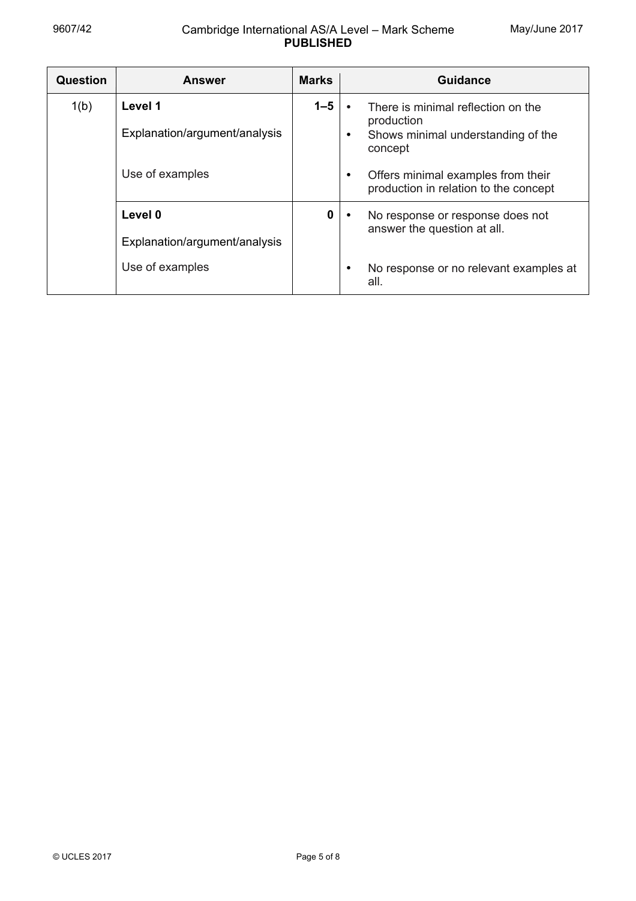| Question | Answer | Marks | Guidance |
|---|---|---|---|
| 1(b) | **Level 1** | 1–5 | |
| | Explanation/argument/analysis | | • There is minimal reflection on the production<br>• Shows minimal understanding of the concept |
| | Use of examples | | • Offers minimal examples from their production in relation to the concept |
| | **Level 0** | 0 | |
| | Explanation/argument/analysis | | • No response or response does not answer the question at all. |
| | Use of examples | | • No response or no relevant examples at all. |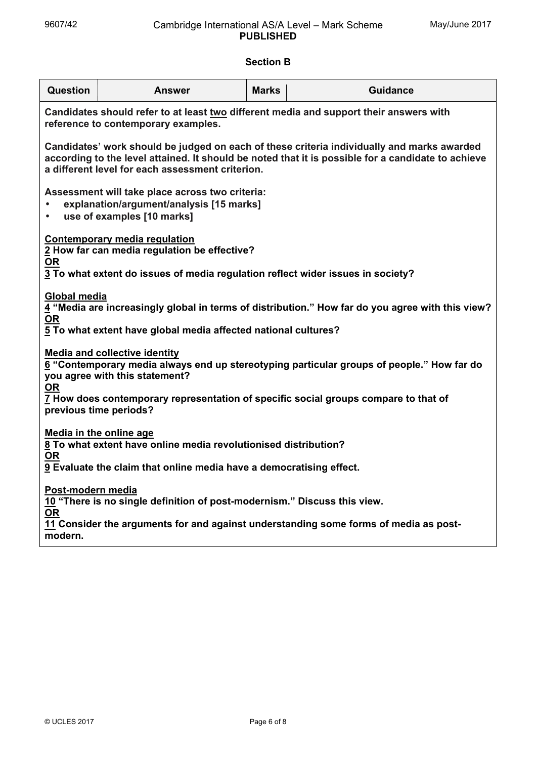## Section B

| Question | Answer | Marks | Guidance |
|---|---|---|---|

**Candidates should refer to at least two different media and support their answers with reference to contemporary examples.**

**Candidates' work should be judged on each of these criteria individually and marks awarded according to the level attained. It should be noted that it is possible for a candidate to achieve a different level for each assessment criterion.**

**Assessment will take place across two criteria:**

- **explanation/argument/analysis [15 marks]**
- **use of examples [10 marks]**

**Contemporary media regulation**
**2 How far can media regulation be effective?**
**OR**
**3 To what extent do issues of media regulation reflect wider issues in society?**

**Global media**
**4 "Media are increasingly global in terms of distribution." How far do you agree with this view?**
**OR**
**5 To what extent have global media affected national cultures?**

**Media and collective identity**
**6 "Contemporary media always end up stereotyping particular groups of people." How far do you agree with this statement?**
**OR**
**7 How does contemporary representation of specific social groups compare to that of previous time periods?**

**Media in the online age**
**8 To what extent have online media revolutionised distribution?**
**OR**
**9 Evaluate the claim that online media have a democratising effect.**

**Post-modern media**
**10 "There is no single definition of post-modernism." Discuss this view.**
**OR**
**11 Consider the arguments for and against understanding some forms of media as post-modern.**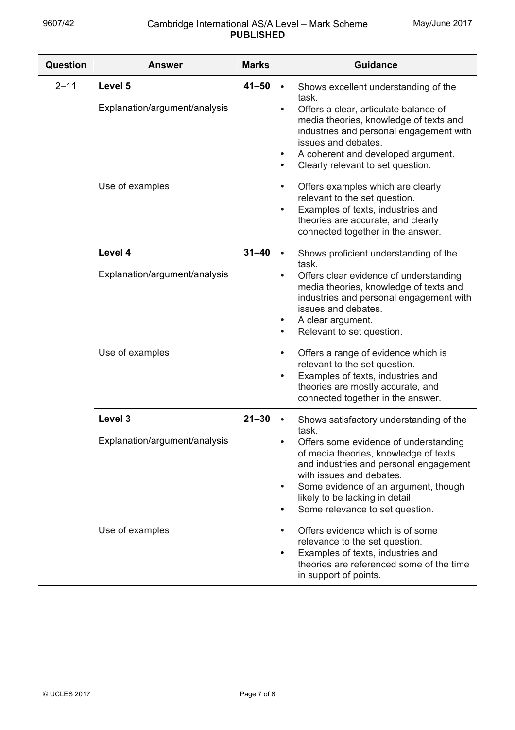| Question | Answer | Marks | Guidance |
|---|---|---|---|
| 2–11 | **Level 5** | **41–50** | • Shows excellent understanding of the task. |
| | Explanation/argument/analysis | | • Offers a clear, articulate balance of media theories, knowledge of texts and industries and personal engagement with issues and debates.<br>• A coherent and developed argument.<br>• Clearly relevant to set question. |
| | Use of examples | | • Offers examples which are clearly relevant to the set question.<br>• Examples of texts, industries and theories are accurate, and clearly connected together in the answer. |
| | **Level 4** | **31–40** | • Shows proficient understanding of the task. |
| | Explanation/argument/analysis | | • Offers clear evidence of understanding media theories, knowledge of texts and industries and personal engagement with issues and debates.<br>• A clear argument.<br>• Relevant to set question. |
| | Use of examples | | • Offers a range of evidence which is relevant to the set question.<br>• Examples of texts, industries and theories are mostly accurate, and connected together in the answer. |
| | **Level 3** | **21–30** | • Shows satisfactory understanding of the task. |
| | Explanation/argument/analysis | | • Offers some evidence of understanding of media theories, knowledge of texts and industries and personal engagement with issues and debates.<br>• Some evidence of an argument, though likely to be lacking in detail.<br>• Some relevance to set question. |
| | Use of examples | | • Offers evidence which is of some relevance to the set question.<br>• Examples of texts, industries and theories are referenced some of the time in support of points. |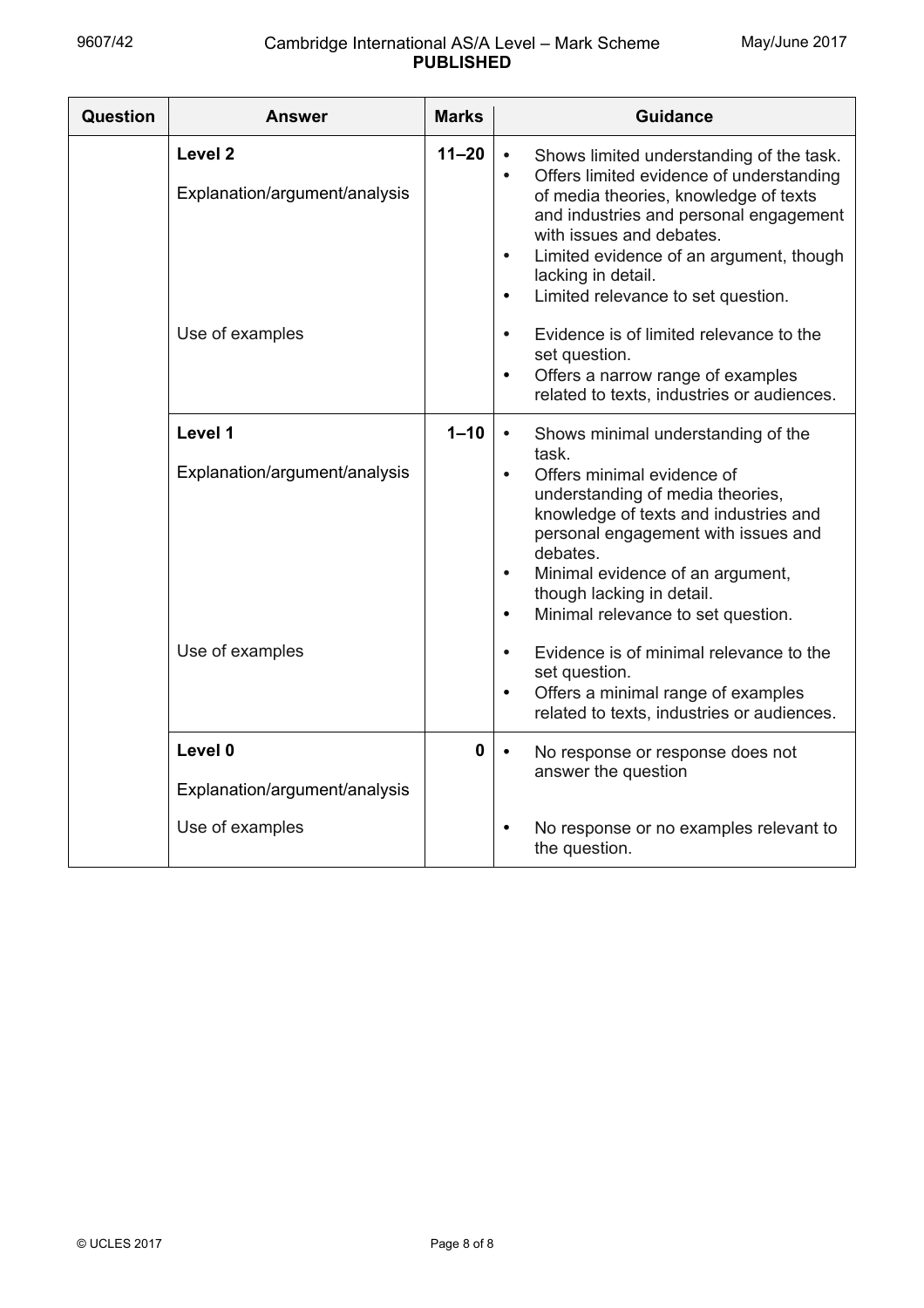| Question | Answer | Marks | Guidance |
|---|---|---|---|
| | **Level 2**<br><br>Explanation/argument/analysis | 11–20 | • Shows limited understanding of the task.<br>• Offers limited evidence of understanding of media theories, knowledge of texts and industries and personal engagement with issues and debates.<br>• Limited evidence of an argument, though lacking in detail.<br>• Limited relevance to set question. |
| | Use of examples | | • Evidence is of limited relevance to the set question.<br>• Offers a narrow range of examples related to texts, industries or audiences. |
| | **Level 1**<br><br>Explanation/argument/analysis | 1–10 | • Shows minimal understanding of the task.<br>• Offers minimal evidence of understanding of media theories, knowledge of texts and industries and personal engagement with issues and debates.<br>• Minimal evidence of an argument, though lacking in detail.<br>• Minimal relevance to set question. |
| | Use of examples | | • Evidence is of minimal relevance to the set question.<br>• Offers a minimal range of examples related to texts, industries or audiences. |
| | **Level 0**<br><br>Explanation/argument/analysis | 0 | • No response or response does not answer the question |
| | Use of examples | | • No response or no examples relevant to the question. |